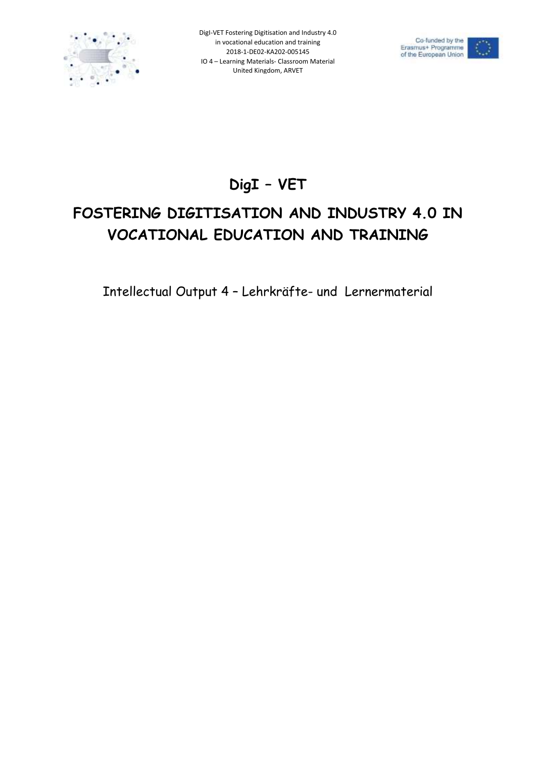# DigI – VET

# FOSTERING DIGITISATION AND INDUSTRY 4.0 IN VOCATIONAL EDUCATION AND TRAINING

Intellectual Output 4 – Lehrkräfte- und Lernermaterial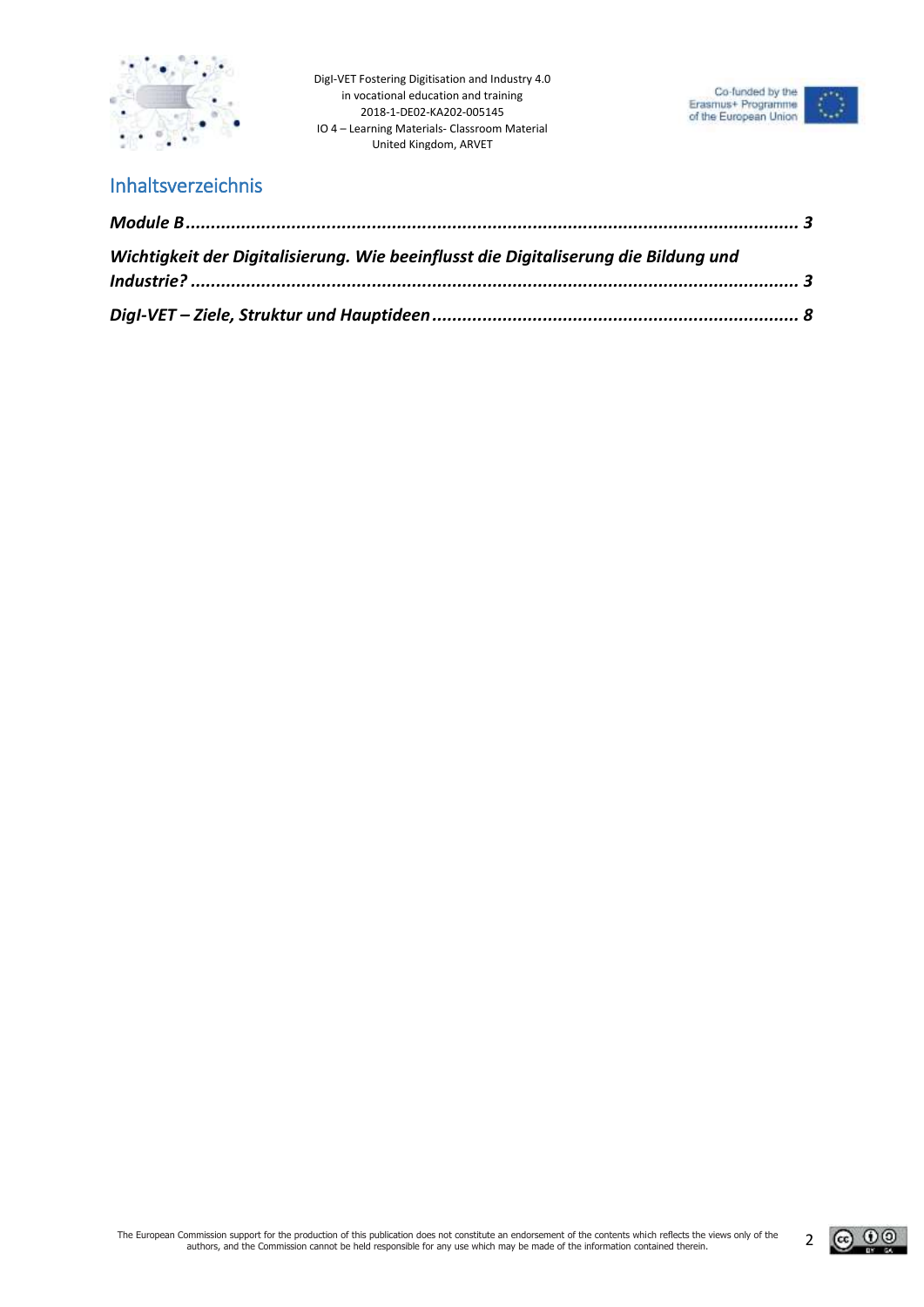# Inhaltsverzeichnis

*Module B* ........................................................................................................... *3*

*Wichtigkeit der Digitalisierung. Wie beeinflusst die Digitaliserung die Bildung und Industrie?* .......................................................................................................... *3*

*DigI-VET – Ziele, Struktur und Hauptideen* .............................................................. *8*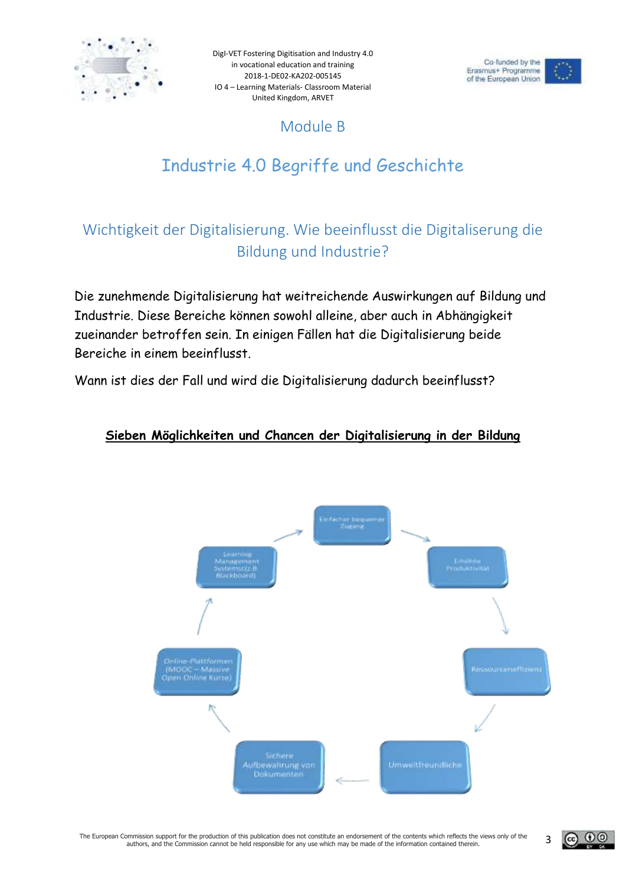# Module B

# Industrie 4.0 Begriffe und Geschichte

## Wichtigkeit der Digitalisierung. Wie beeinflusst die Digitaliserung die Bildung und Industrie?

Die zunehmende Digitalisierung hat weitreichende Auswirkungen auf Bildung und Industrie. Diese Bereiche können sowohl alleine, aber auch in Abhängigkeit zueinander betroffen sein. In einigen Fällen hat die Digitalisierung beide Bereiche in einem beeinflusst.

Wann ist dies der Fall und wird die Digitalisierung dadurch beeinflusst?

**Sieben Möglichkeiten und Chancen der Digitalisierung in der Bildung**

- Einfacher bequemer Zugang
- Erhöhte Produktivität
- Ressourceneffizienz
- Umweltfreundliche
- Sichere Aufbewahrung von Dokumenten
- Online-Plattformen (MOOC – Massive Open Online Kurse)
- Learning Management Systeme (z.B. Blackboard)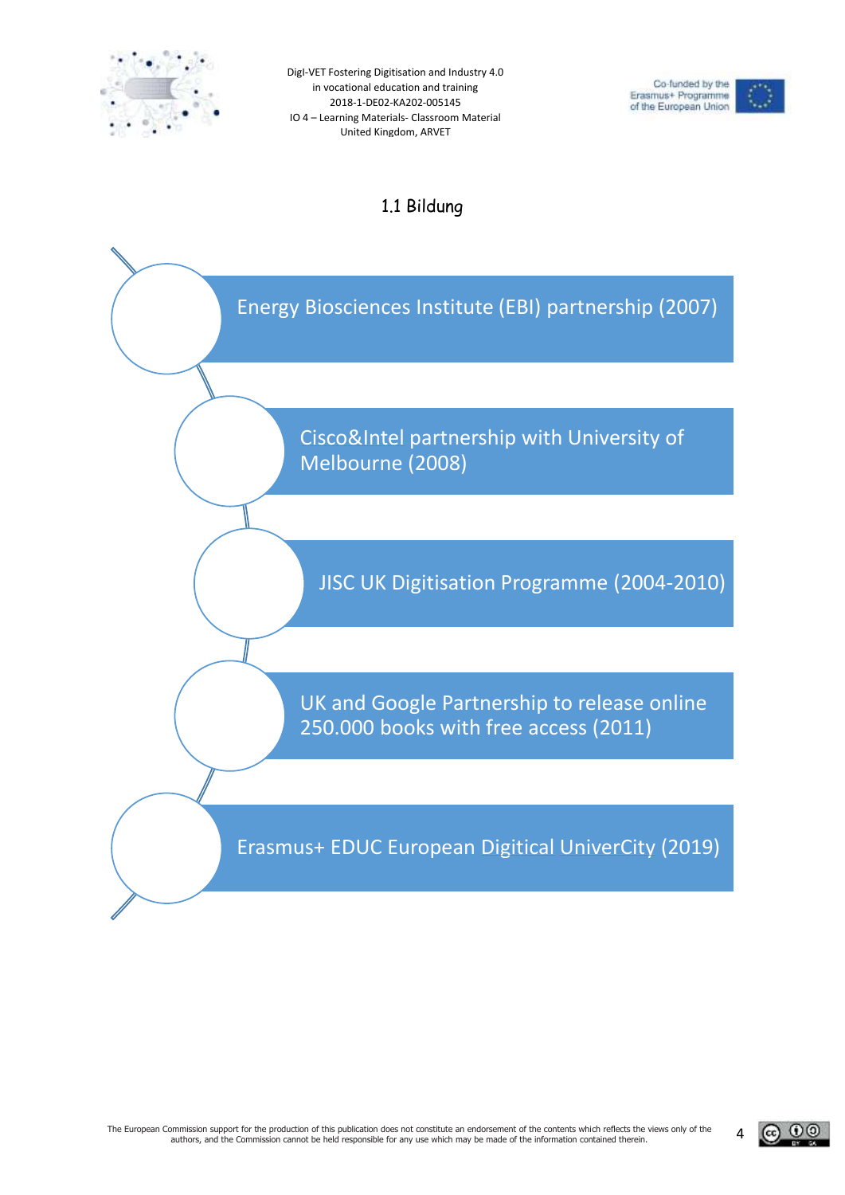## 1.1 Bildung

- Energy Biosciences Institute (EBI) partnership (2007)
- Cisco&Intel partnership with University of Melbourne (2008)
- JISC UK Digitisation Programme (2004-2010)
- UK and Google Partnership to release online 250.000 books with free access (2011)
- Erasmus+ EDUC European Digitical UniverCity (2019)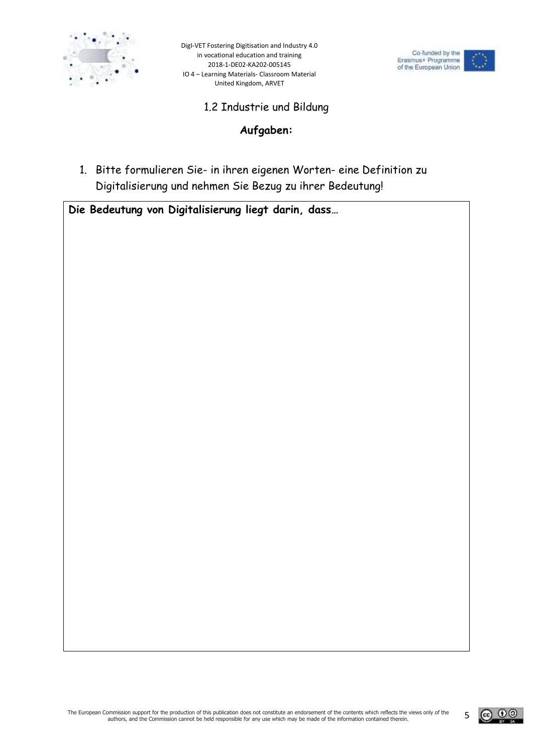## 1.2 Industrie und Bildung

### Aufgaben:

1. Bitte formulieren Sie- in ihren eigenen Worten- eine Definition zu Digitalisierung und nehmen Sie Bezug zu ihrer Bedeutung!

**Die Bedeutung von Digitalisierung liegt darin, dass…**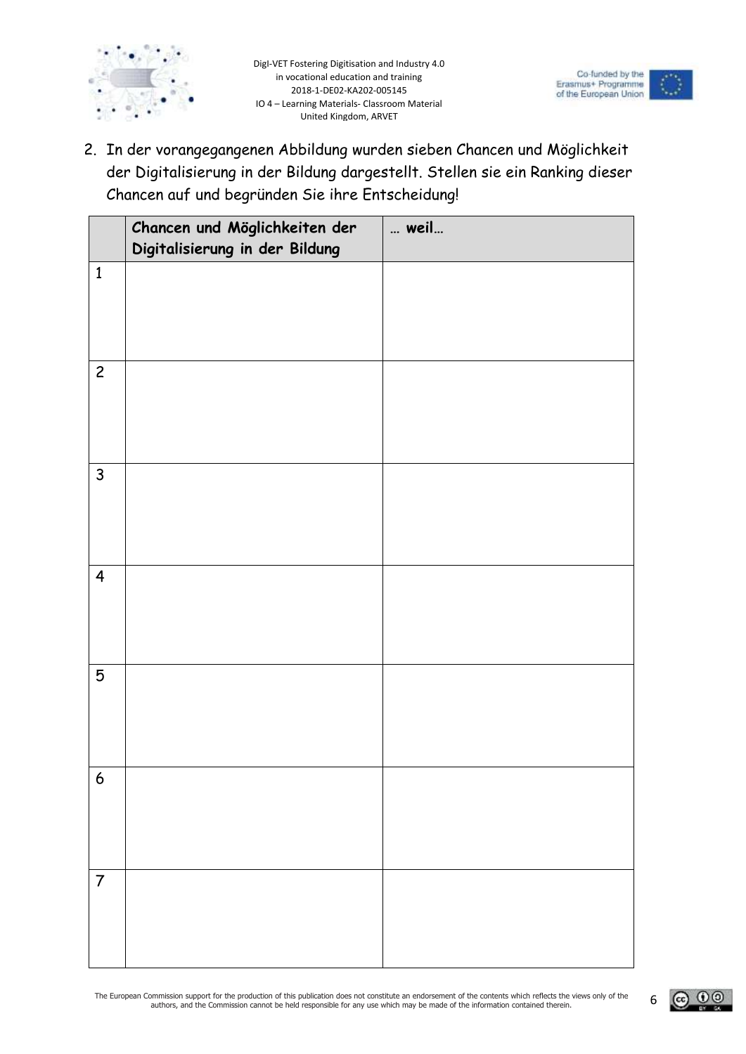2. In der vorangegangenen Abbildung wurden sieben Chancen und Möglichkeit der Digitalisierung in der Bildung dargestellt. Stellen sie ein Ranking dieser Chancen auf und begründen Sie ihre Entscheidung!

| | **Chancen und Möglichkeiten der Digitalisierung in der Bildung** | **… weil…** |
|---|---|---|
| 1 | | |
| 2 | | |
| 3 | | |
| 4 | | |
| 5 | | |
| 6 | | |
| 7 | | |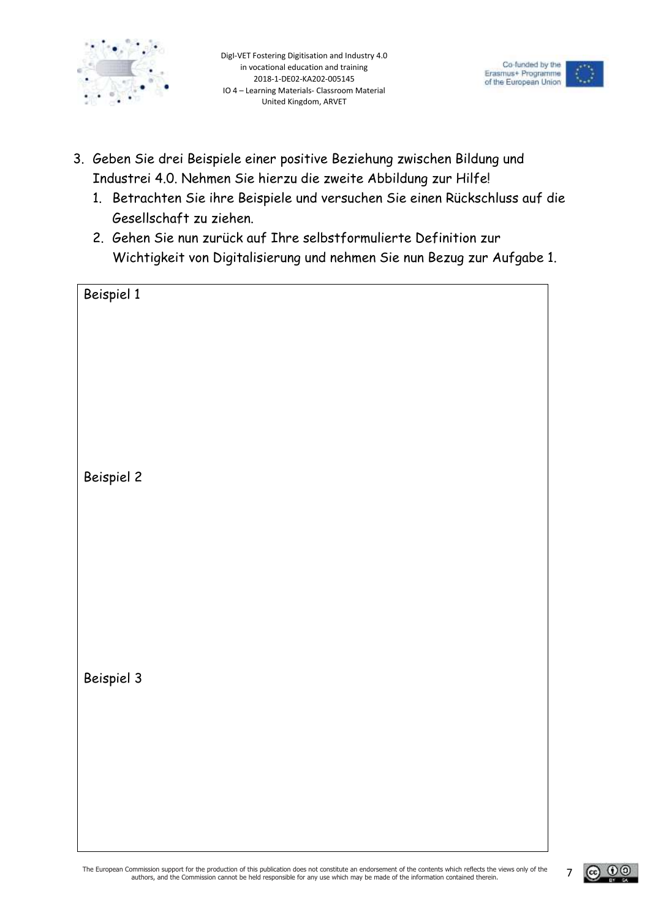3. Geben Sie drei Beispiele einer positive Beziehung zwischen Bildung und Industrei 4.0. Nehmen Sie hierzu die zweite Abbildung zur Hilfe!
   1. Betrachten Sie ihre Beispiele und versuchen Sie einen Rückschluss auf die Gesellschaft zu ziehen.
   2. Gehen Sie nun zurück auf Ihre selbstformulierte Definition zur Wichtigkeit von Digitalisierung und nehmen Sie nun Bezug zur Aufgabe 1.

| Beispiel 1 |
|---|
| |
| Beispiel 2 |
| |
| Beispiel 3 |
| |

The European Commission support for the production of this publication does not constitute an endorsement of the contents which reflects the views only of the authors, and the Commission cannot be held responsible for any use which may be made of the information contained therein.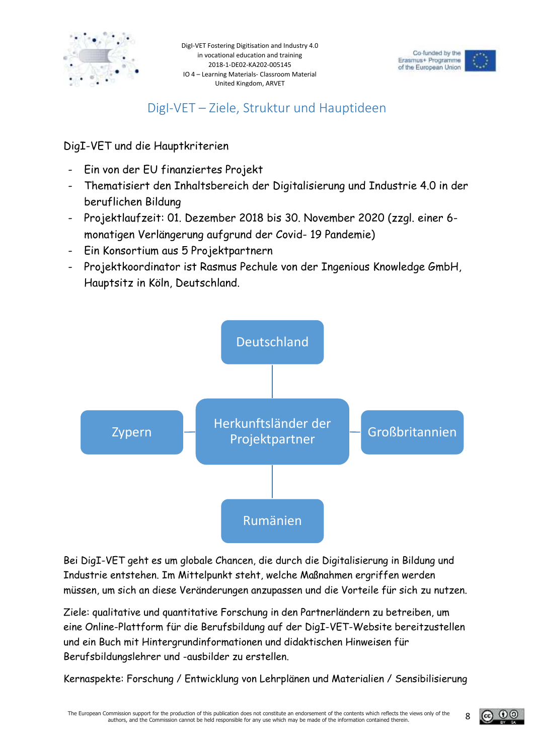# DigI-VET – Ziele, Struktur und Hauptideen

DigI-VET und die Hauptkriterien

- Ein von der EU finanziertes Projekt
- Thematisiert den Inhaltsbereich der Digitalisierung und Industrie 4.0 in der beruflichen Bildung
- Projektlaufzeit: 01. Dezember 2018 bis 30. November 2020 (zzgl. einer 6-monatigen Verlängerung aufgrund der Covid- 19 Pandemie)
- Ein Konsortium aus 5 Projektpartnern
- Projektkoordinator ist Rasmus Pechule von der Ingenious Knowledge GmbH, Hauptsitz in Köln, Deutschland.

Herkunftsländer der Projektpartner:

- Deutschland
- Zypern
- Großbritannien
- Rumänien

Bei DigI-VET geht es um globale Chancen, die durch die Digitalisierung in Bildung und Industrie entstehen. Im Mittelpunkt steht, welche Maßnahmen ergriffen werden müssen, um sich an diese Veränderungen anzupassen und die Vorteile für sich zu nutzen.

Ziele: qualitative und quantitative Forschung in den Partnerländern zu betreiben, um eine Online-Plattform für die Berufsbildung auf der DigI-VET-Website bereitzustellen und ein Buch mit Hintergrundinformationen und didaktischen Hinweisen für Berufsbildungslehrer und -ausbilder zu erstellen.

Kernaspekte: Forschung / Entwicklung von Lehrplänen und Materialien / Sensibilisierung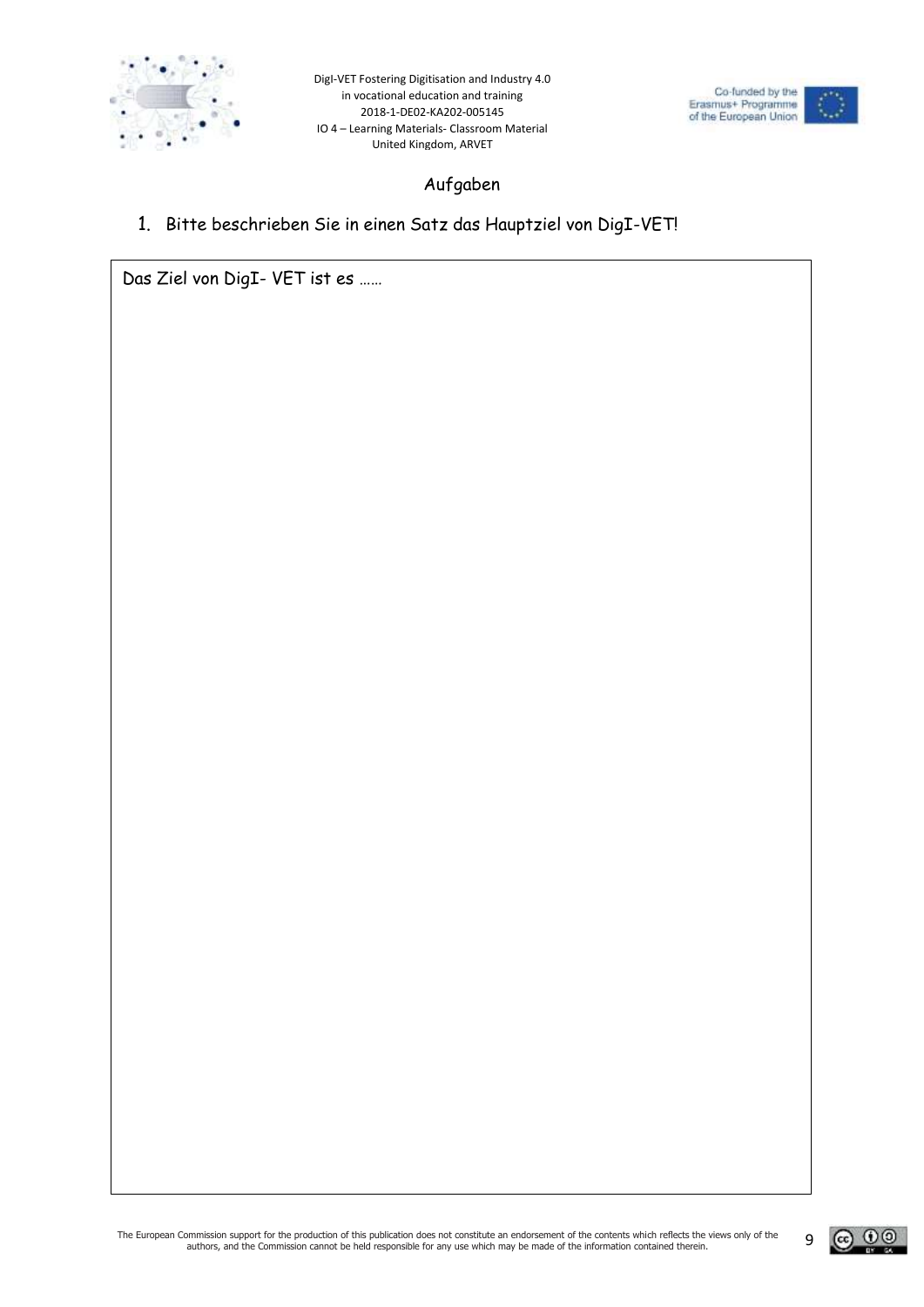## Aufgaben

1. Bitte beschrieben Sie in einen Satz das Hauptziel von DigI-VET!

Das Ziel von DigI- VET ist es ……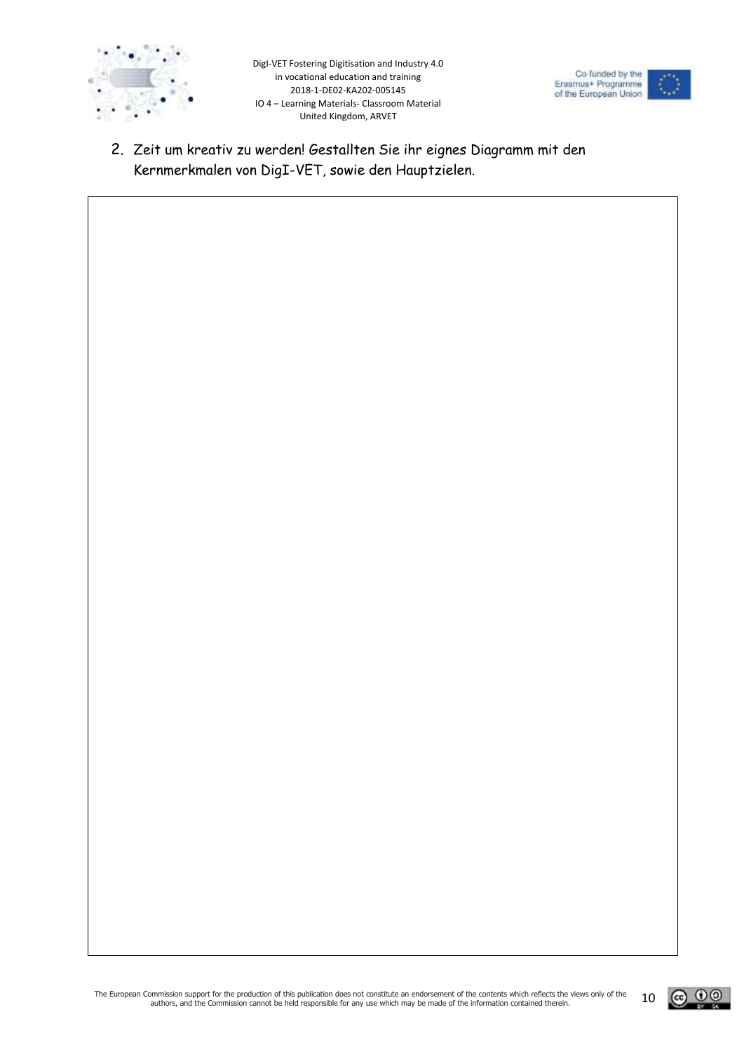2. Zeit um kreativ zu werden! Gestallten Sie ihr eignes Diagramm mit den Kernmerkmalen von DigI-VET, sowie den Hauptzielen.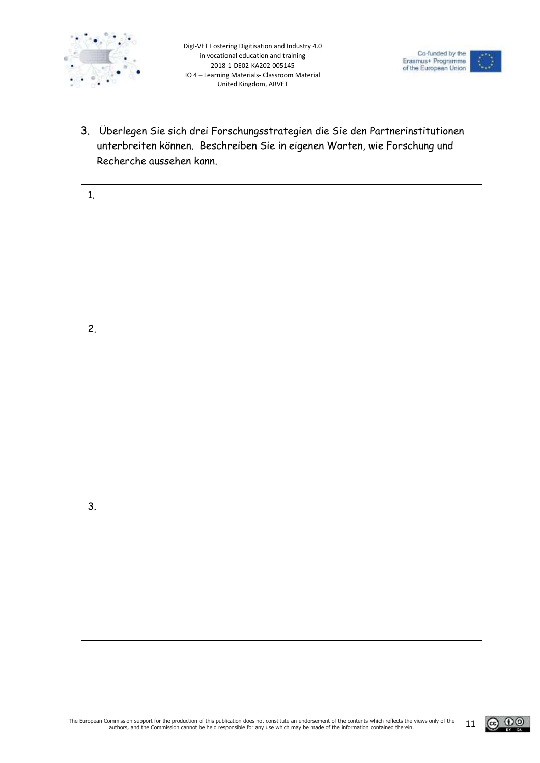3. Überlegen Sie sich drei Forschungsstrategien die Sie den Partnerinstitutionen unterbreiten können. Beschreiben Sie in eigenen Worten, wie Forschung und Recherche aussehen kann.

| |
|---|
| 1. |
| 2. |
| 3. |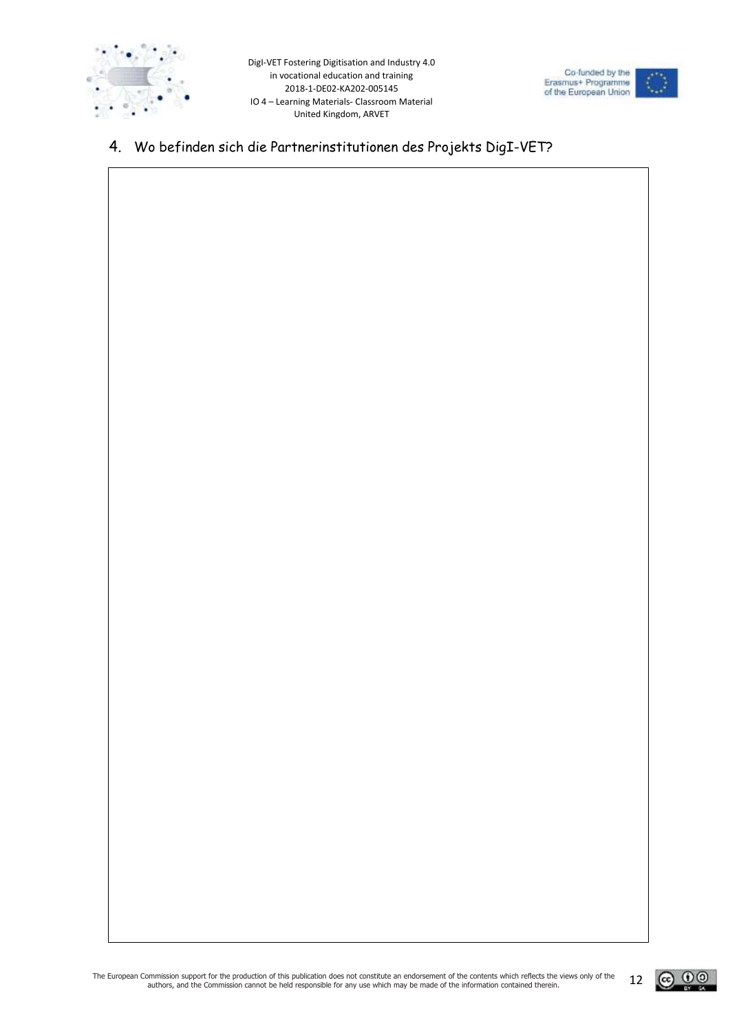4. Wo befinden sich die Partnerinstitutionen des Projekts DigI-VET?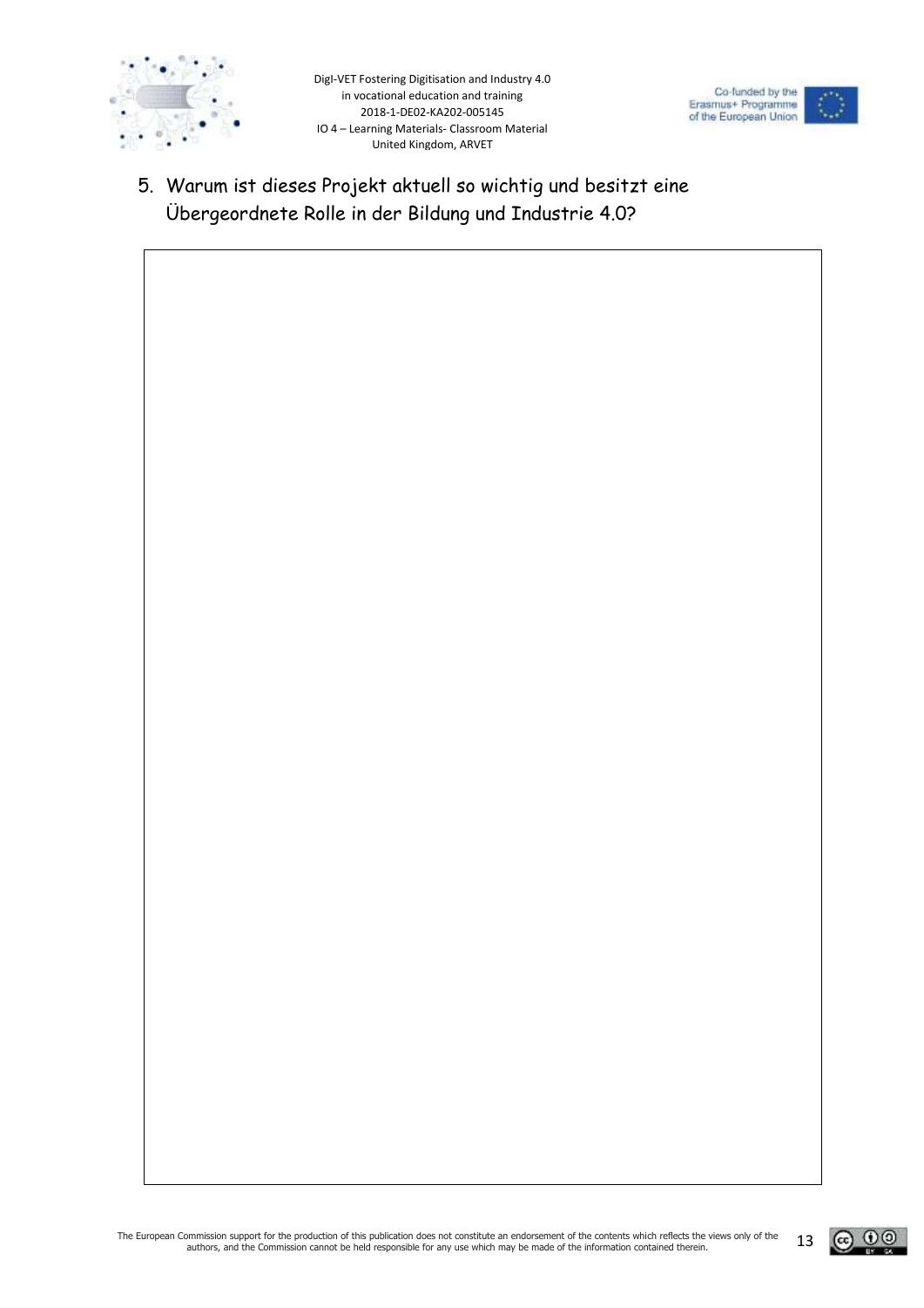5. Warum ist dieses Projekt aktuell so wichtig und besitzt eine Übergeordnete Rolle in der Bildung und Industrie 4.0?